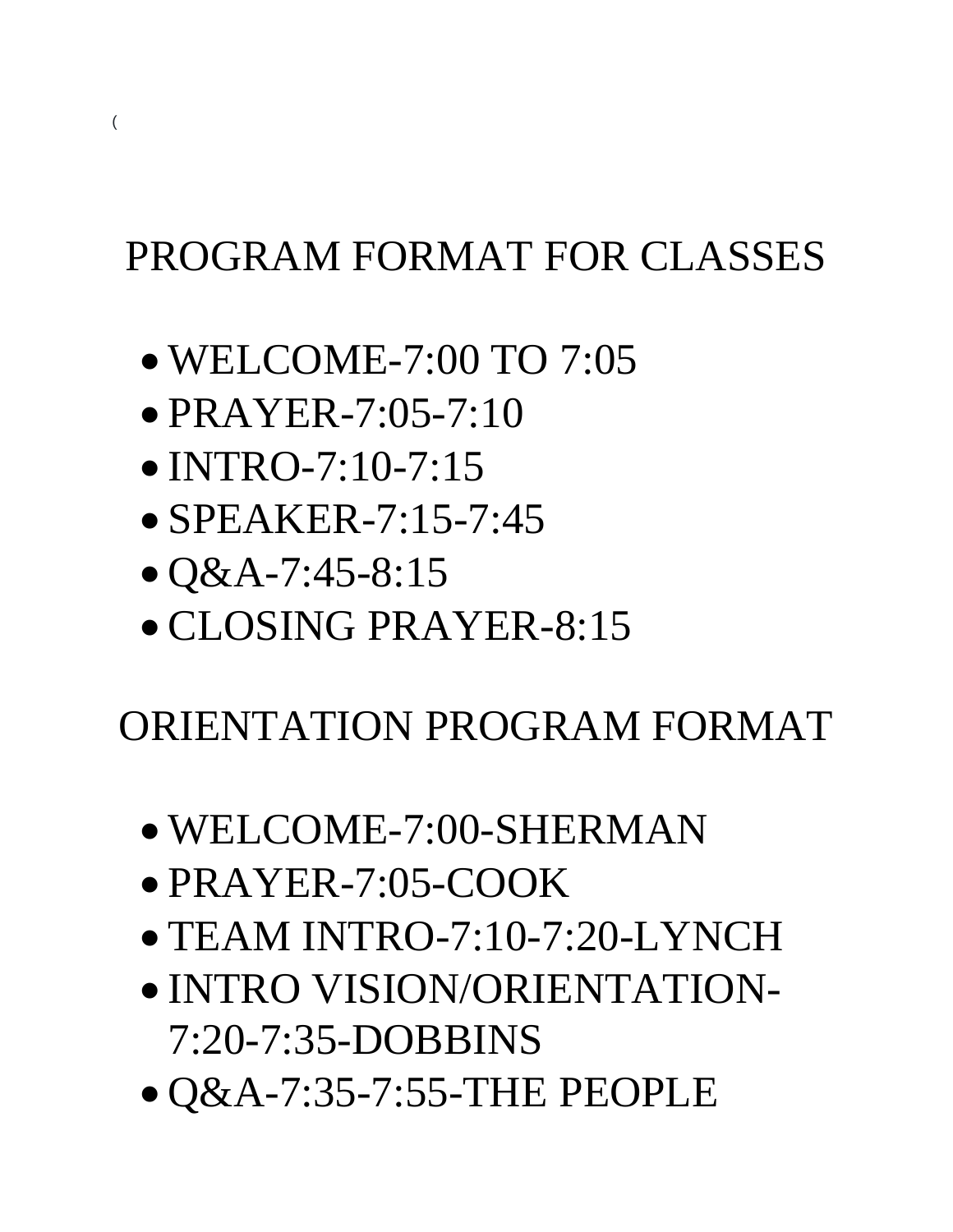(

# PROGRAM FORMAT FOR CLASSES

- WELCOME-7:00 TO 7:05
- PRAYER-7:05-7:10
- INTRO-7:10-7:15
- SPEAKER-7:15-7:45
- Q&A-7:45-8:15
- CLOSING PRAYER-8:15

# ORIENTATION PROGRAM FORMAT

- WELCOME-7:00-SHERMAN
- PRAYER-7:05-COOK
- TEAM INTRO-7:10-7:20-LYNCH
- INTRO VISION/ORIENTATION-7:20-7:35-DOBBINS
- Q&A-7:35-7:55-THE PEOPLE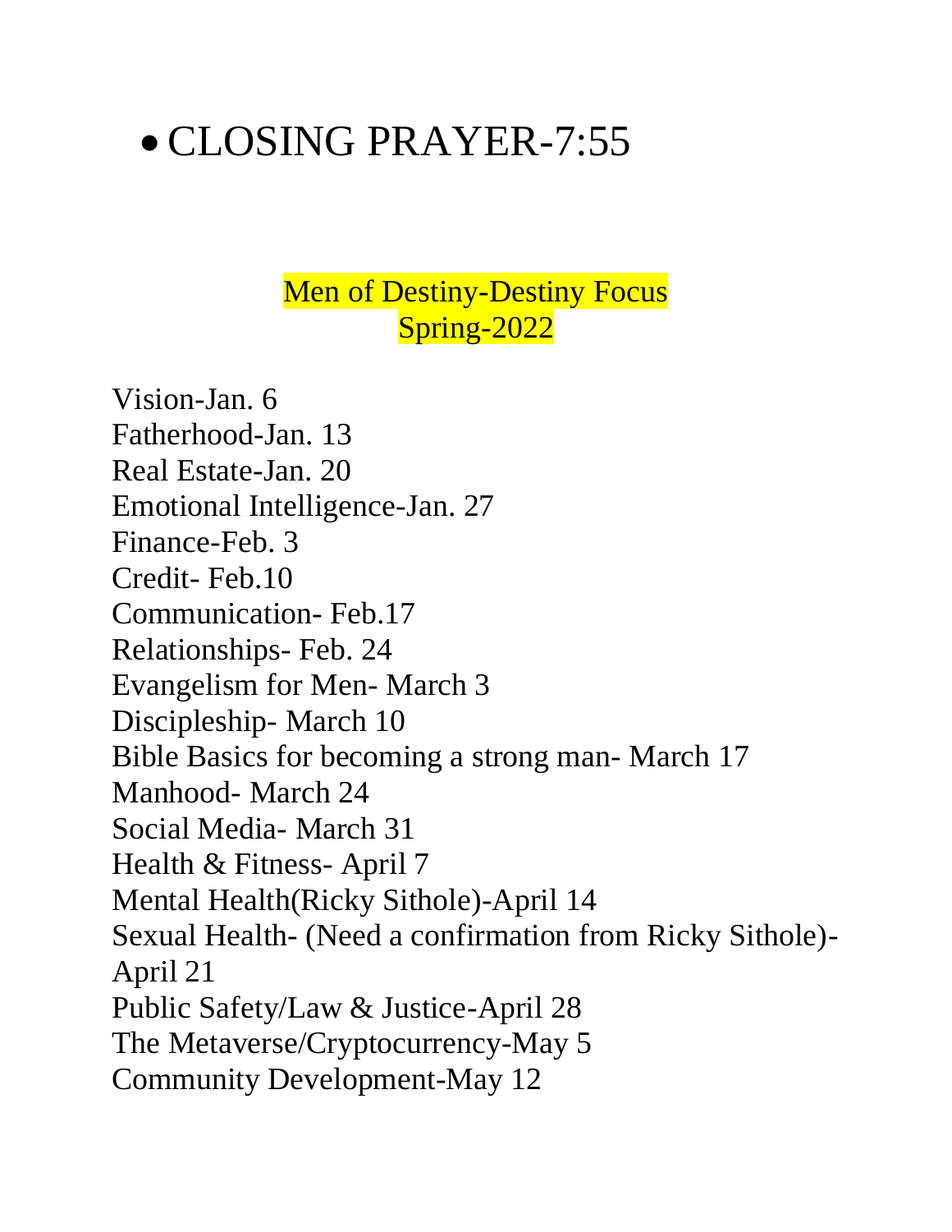- CLOSING PRAYER-7:55

## Men of Destiny-Destiny Focus
## Spring-2022

Vision-Jan. 6
Fatherhood-Jan. 13
Real Estate-Jan. 20
Emotional Intelligence-Jan. 27
Finance-Feb. 3
Credit- Feb.10
Communication- Feb.17
Relationships- Feb. 24
Evangelism for Men- March 3
Discipleship- March 10
Bible Basics for becoming a strong man- March 17
Manhood- March 24
Social Media- March 31
Health & Fitness- April 7
Mental Health(Ricky Sithole)-April 14
Sexual Health- (Need a confirmation from Ricky Sithole)-April 21
Public Safety/Law & Justice-April 28
The Metaverse/Cryptocurrency-May 5
Community Development-May 12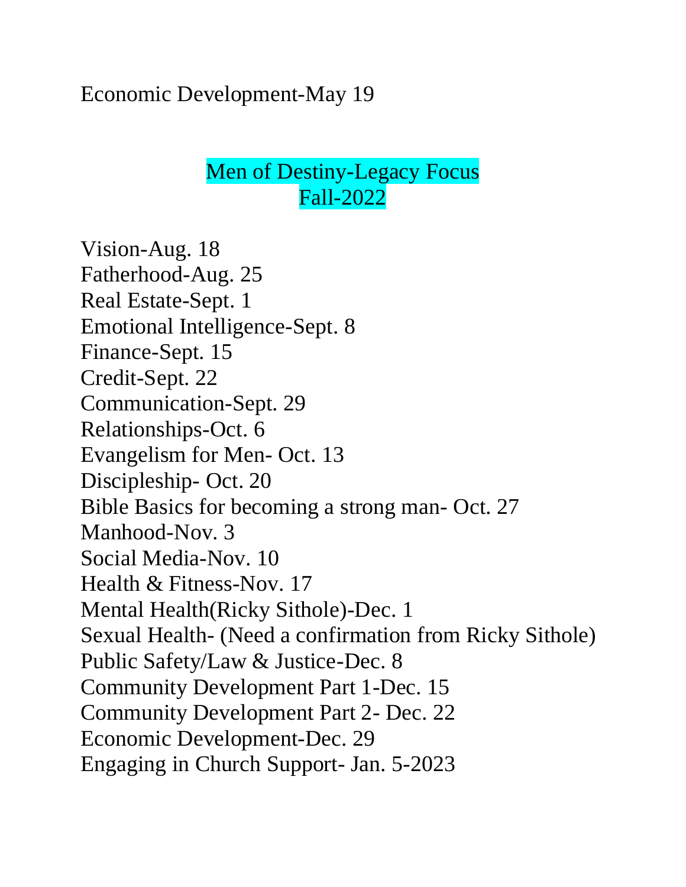Economic Development-May 19

## Men of Destiny-Legacy Focus
## Fall-2022

Vision-Aug. 18
Fatherhood-Aug. 25
Real Estate-Sept. 1
Emotional Intelligence-Sept. 8
Finance-Sept. 15
Credit-Sept. 22
Communication-Sept. 29
Relationships-Oct. 6
Evangelism for Men- Oct. 13
Discipleship- Oct. 20
Bible Basics for becoming a strong man- Oct. 27
Manhood-Nov. 3
Social Media-Nov. 10
Health & Fitness-Nov. 17
Mental Health(Ricky Sithole)-Dec. 1
Sexual Health- (Need a confirmation from Ricky Sithole)
Public Safety/Law & Justice-Dec. 8
Community Development Part 1-Dec. 15
Community Development Part 2- Dec. 22
Economic Development-Dec. 29
Engaging in Church Support- Jan. 5-2023